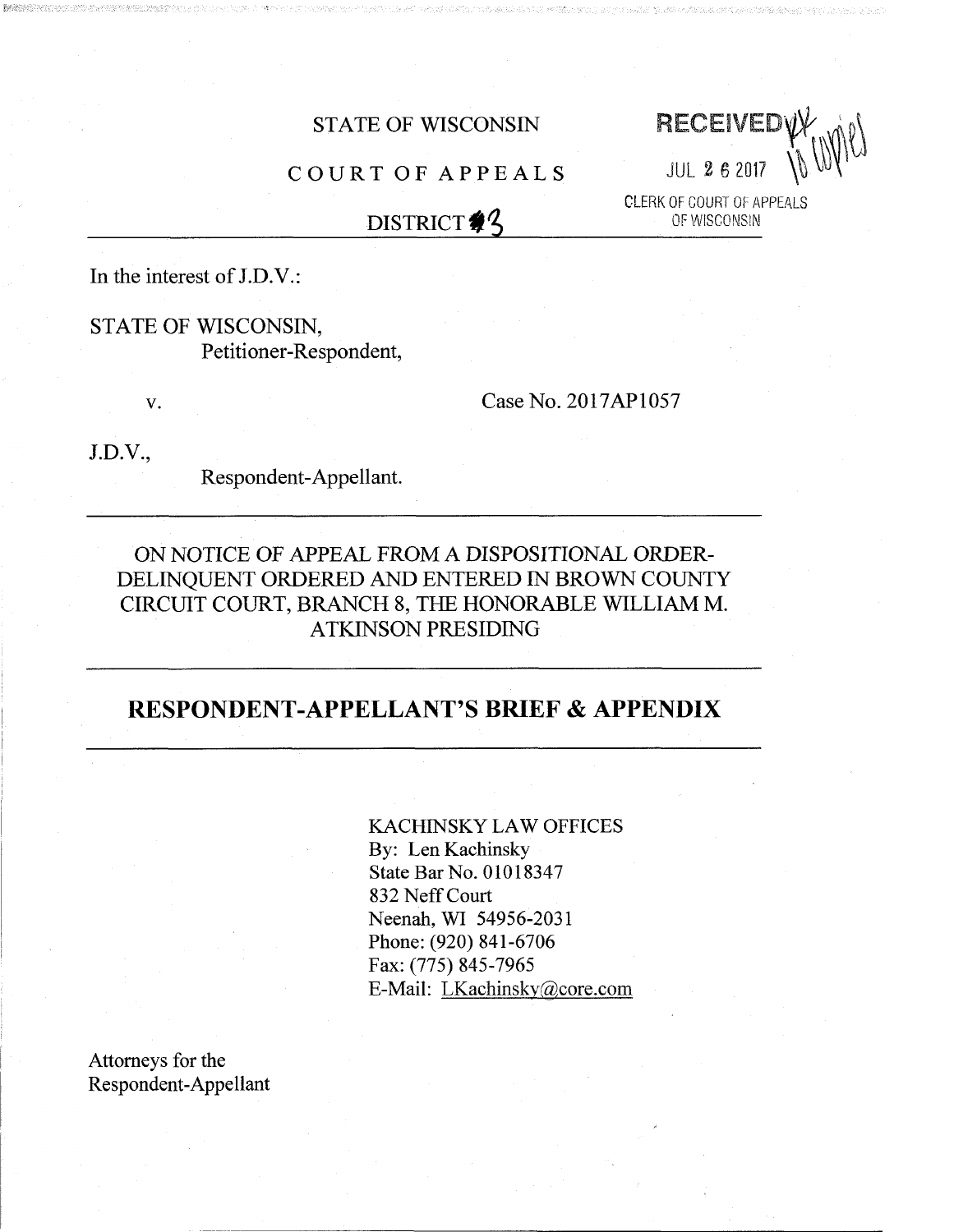STATE OF WISCONSIN

COURT OF APPEALS

DISTRICT #3

RECEIVED
JUL 26 2017
CLERK OF COURT OF APPEALS
OF WISCONSIN

In the interest of J.D.V.:

STATE OF WISCONSIN,
Petitioner-Respondent,

v.

Case No. 2017AP1057

J.D.V.,
Respondent-Appellant.

ON NOTICE OF APPEAL FROM A DISPOSITIONAL ORDER-DELINQUENT ORDERED AND ENTERED IN BROWN COUNTY CIRCUIT COURT, BRANCH 8, THE HONORABLE WILLIAM M. ATKINSON PRESIDING

## RESPONDENT-APPELLANT'S BRIEF & APPENDIX

KACHINSKY LAW OFFICES
By: Len Kachinsky
State Bar No. 01018347
832 Neff Court
Neenah, WI 54956-2031
Phone: (920) 841-6706
Fax: (775) 845-7965
E-Mail: LKachinsky@core.com

Attorneys for the
Respondent-Appellant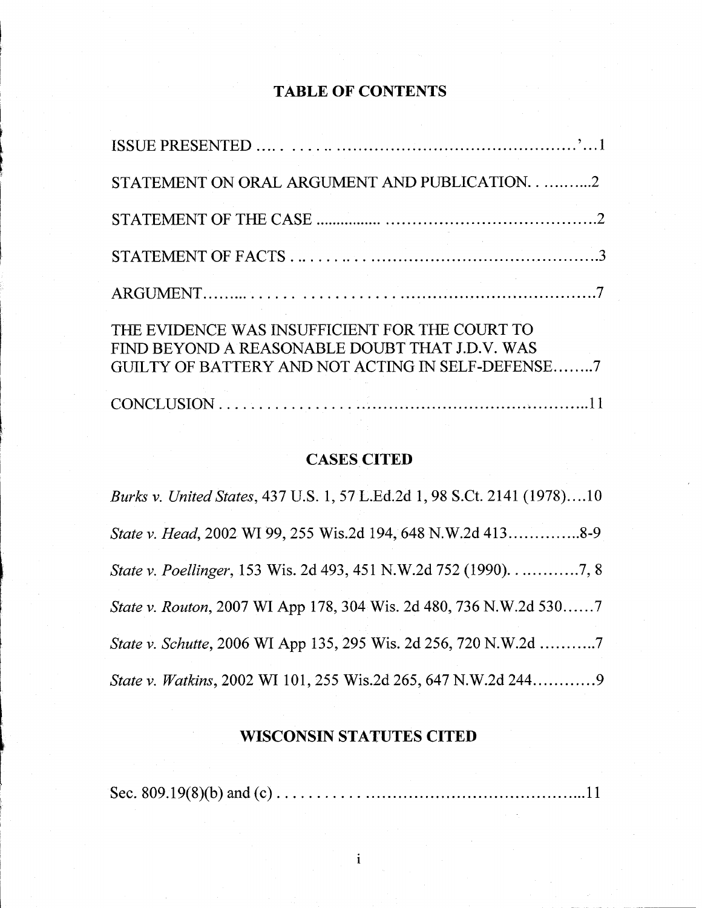## TABLE OF CONTENTS

ISSUE PRESENTED ....1

STATEMENT ON ORAL ARGUMENT AND PUBLICATION....2

STATEMENT OF THE CASE ....2

STATEMENT OF FACTS ....3

ARGUMENT....7

THE EVIDENCE WAS INSUFFICIENT FOR THE COURT TO FIND BEYOND A REASONABLE DOUBT THAT J.D.V. WAS GUILTY OF BATTERY AND NOT ACTING IN SELF-DEFENSE....7

CONCLUSION....11

## CASES CITED

*Burks v. United States*, 437 U.S. 1, 57 L.Ed.2d 1, 98 S.Ct. 2141 (1978)....10

*State v. Head*, 2002 WI 99, 255 Wis.2d 194, 648 N.W.2d 413....8-9

*State v. Poellinger*, 153 Wis. 2d 493, 451 N.W.2d 752 (1990)....7, 8

*State v. Routon*, 2007 WI App 178, 304 Wis. 2d 480, 736 N.W.2d 530....7

*State v. Schutte*, 2006 WI App 135, 295 Wis. 2d 256, 720 N.W.2d ....7

*State v. Watkins*, 2002 WI 101, 255 Wis.2d 265, 647 N.W.2d 244....9

## WISCONSIN STATUTES CITED

Sec. 809.19(8)(b) and (c)....11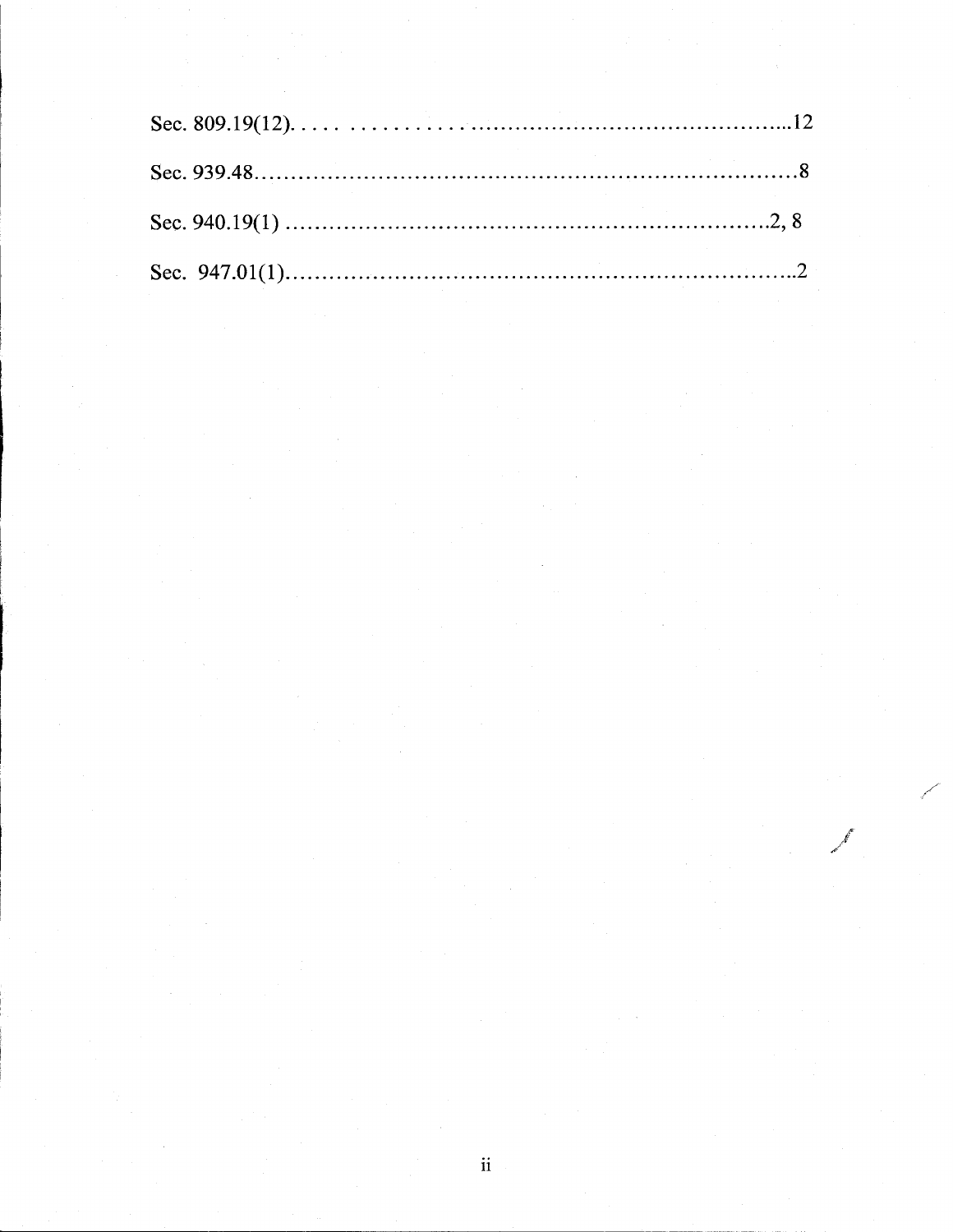Sec. 809.19(12).....................................................12

Sec. 939.48.......................................................................8

Sec. 940.19(1) ...............................................................2, 8

Sec. 947.01(1)...................................................................2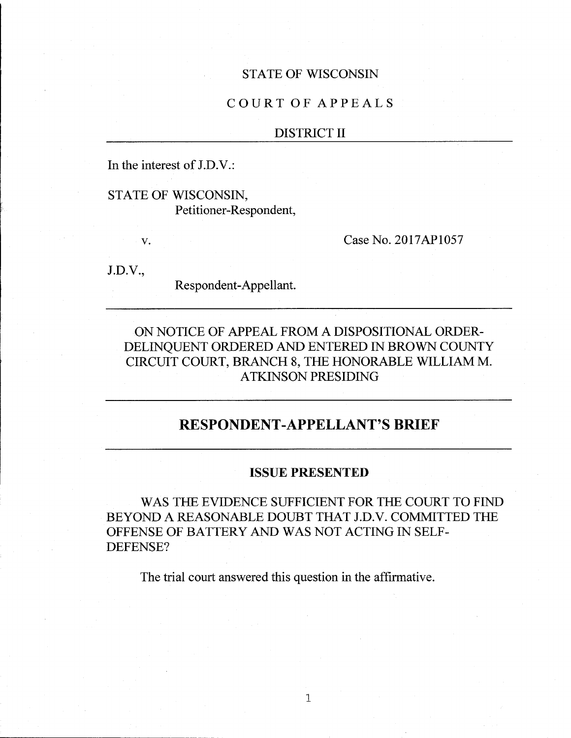STATE OF WISCONSIN

COURT OF APPEALS

DISTRICT II

---

In the interest of J.D.V.:

STATE OF WISCONSIN,
Petitioner-Respondent,

v. Case No. 2017AP1057

J.D.V.,
Respondent-Appellant.

---

ON NOTICE OF APPEAL FROM A DISPOSITIONAL ORDER-DELINQUENT ORDERED AND ENTERED IN BROWN COUNTY CIRCUIT COURT, BRANCH 8, THE HONORABLE WILLIAM M. ATKINSON PRESIDING

---

## RESPONDENT-APPELLANT'S BRIEF

---

### ISSUE PRESENTED

WAS THE EVIDENCE SUFFICIENT FOR THE COURT TO FIND BEYOND A REASONABLE DOUBT THAT J.D.V. COMMITTED THE OFFENSE OF BATTERY AND WAS NOT ACTING IN SELF-DEFENSE?

The trial court answered this question in the affirmative.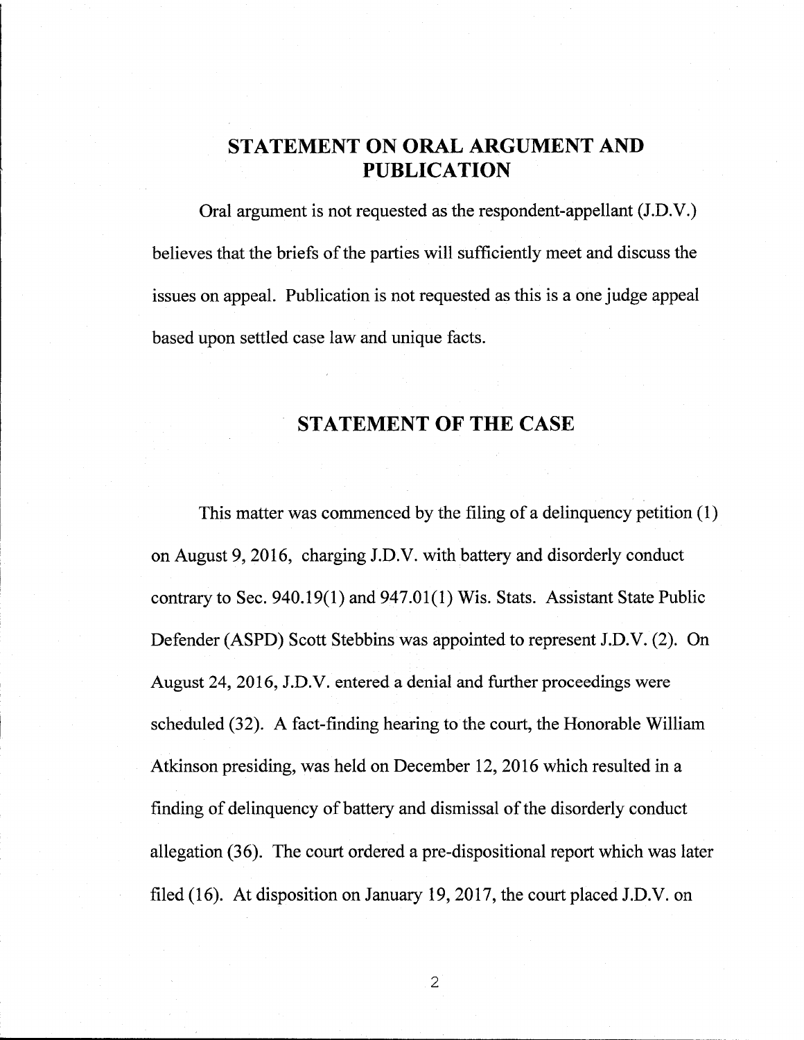## STATEMENT ON ORAL ARGUMENT AND PUBLICATION

Oral argument is not requested as the respondent-appellant (J.D.V.) believes that the briefs of the parties will sufficiently meet and discuss the issues on appeal. Publication is not requested as this is a one judge appeal based upon settled case law and unique facts.

## STATEMENT OF THE CASE

This matter was commenced by the filing of a delinquency petition (1) on August 9, 2016, charging J.D.V. with battery and disorderly conduct contrary to Sec. 940.19(1) and 947.01(1) Wis. Stats. Assistant State Public Defender (ASPD) Scott Stebbins was appointed to represent J.D.V. (2). On August 24, 2016, J.D.V. entered a denial and further proceedings were scheduled (32). A fact-finding hearing to the court, the Honorable William Atkinson presiding, was held on December 12, 2016 which resulted in a finding of delinquency of battery and dismissal of the disorderly conduct allegation (36). The court ordered a pre-dispositional report which was later filed (16). At disposition on January 19, 2017, the court placed J.D.V. on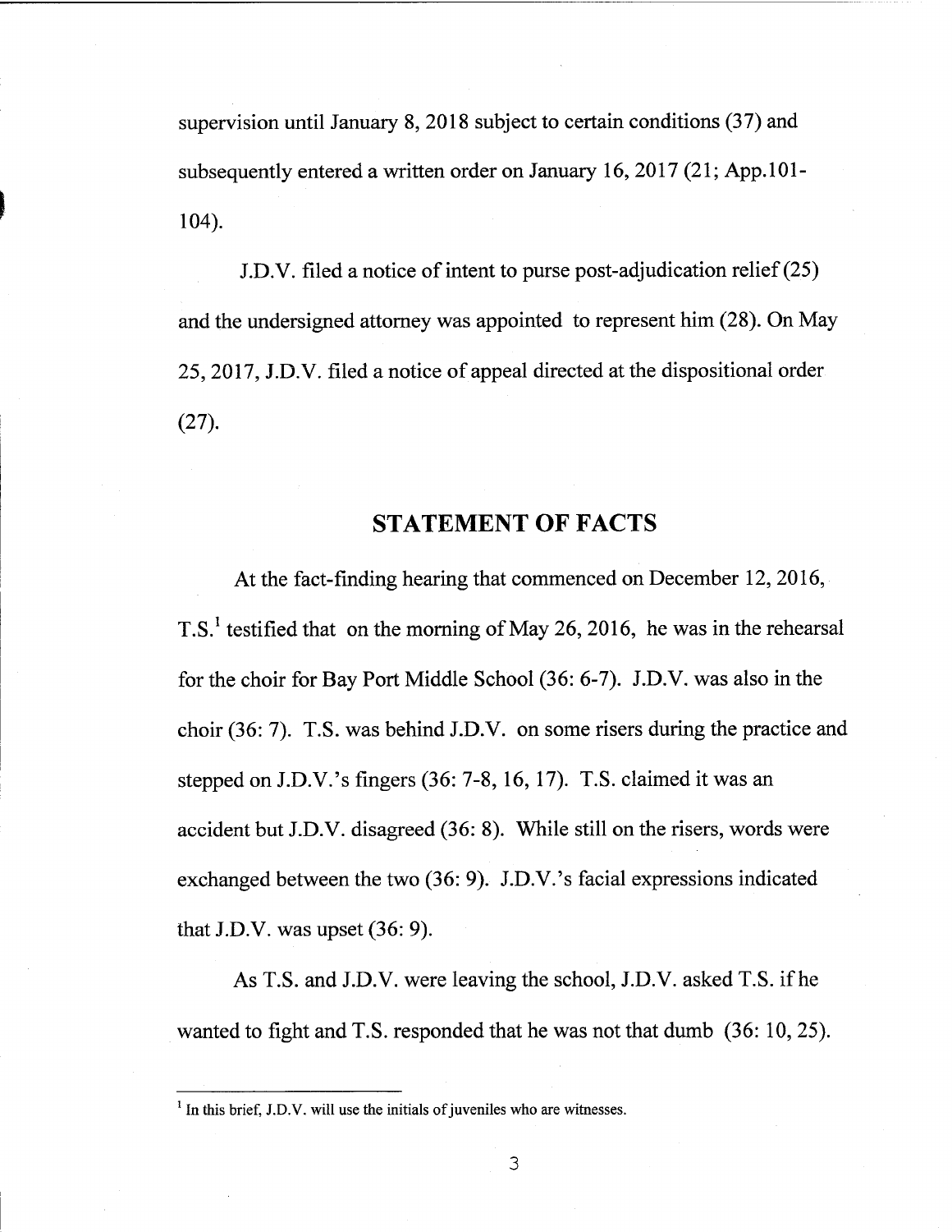supervision until January 8, 2018 subject to certain conditions (37) and subsequently entered a written order on January 16, 2017 (21; App.101-104).

J.D.V. filed a notice of intent to purse post-adjudication relief (25) and the undersigned attorney was appointed to represent him (28). On May 25, 2017, J.D.V. filed a notice of appeal directed at the dispositional order (27).

## STATEMENT OF FACTS

At the fact-finding hearing that commenced on December 12, 2016, T.S.[1] testified that on the morning of May 26, 2016, he was in the rehearsal for the choir for Bay Port Middle School (36: 6-7). J.D.V. was also in the choir (36: 7). T.S. was behind J.D.V. on some risers during the practice and stepped on J.D.V.'s fingers (36: 7-8, 16, 17). T.S. claimed it was an accident but J.D.V. disagreed (36: 8). While still on the risers, words were exchanged between the two (36: 9). J.D.V.'s facial expressions indicated that J.D.V. was upset (36: 9).

As T.S. and J.D.V. were leaving the school, J.D.V. asked T.S. if he wanted to fight and T.S. responded that he was not that dumb (36: 10, 25).

[1] In this brief, J.D.V. will use the initials of juveniles who are witnesses.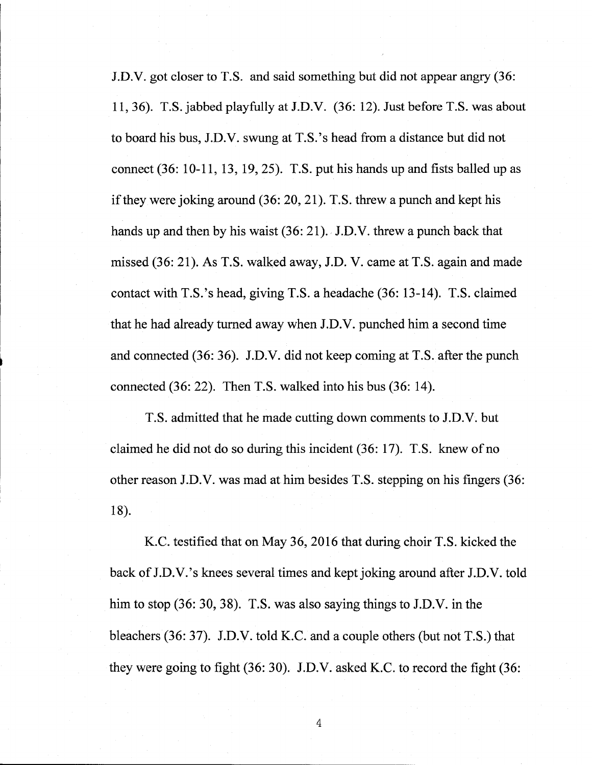J.D.V. got closer to T.S. and said something but did not appear angry (36: 11, 36). T.S. jabbed playfully at J.D.V. (36: 12). Just before T.S. was about to board his bus, J.D.V. swung at T.S.'s head from a distance but did not connect (36: 10-11, 13, 19, 25). T.S. put his hands up and fists balled up as if they were joking around (36: 20, 21). T.S. threw a punch and kept his hands up and then by his waist (36: 21). J.D.V. threw a punch back that missed (36: 21). As T.S. walked away, J.D. V. came at T.S. again and made contact with T.S.'s head, giving T.S. a headache (36: 13-14). T.S. claimed that he had already turned away when J.D.V. punched him a second time and connected (36: 36). J.D.V. did not keep coming at T.S. after the punch connected (36: 22). Then T.S. walked into his bus (36: 14).

T.S. admitted that he made cutting down comments to J.D.V. but claimed he did not do so during this incident (36: 17). T.S. knew of no other reason J.D.V. was mad at him besides T.S. stepping on his fingers (36: 18).

K.C. testified that on May 36, 2016 that during choir T.S. kicked the back of J.D.V.'s knees several times and kept joking around after J.D.V. told him to stop (36: 30, 38). T.S. was also saying things to J.D.V. in the bleachers (36: 37). J.D.V. told K.C. and a couple others (but not T.S.) that they were going to fight (36: 30). J.D.V. asked K.C. to record the fight (36: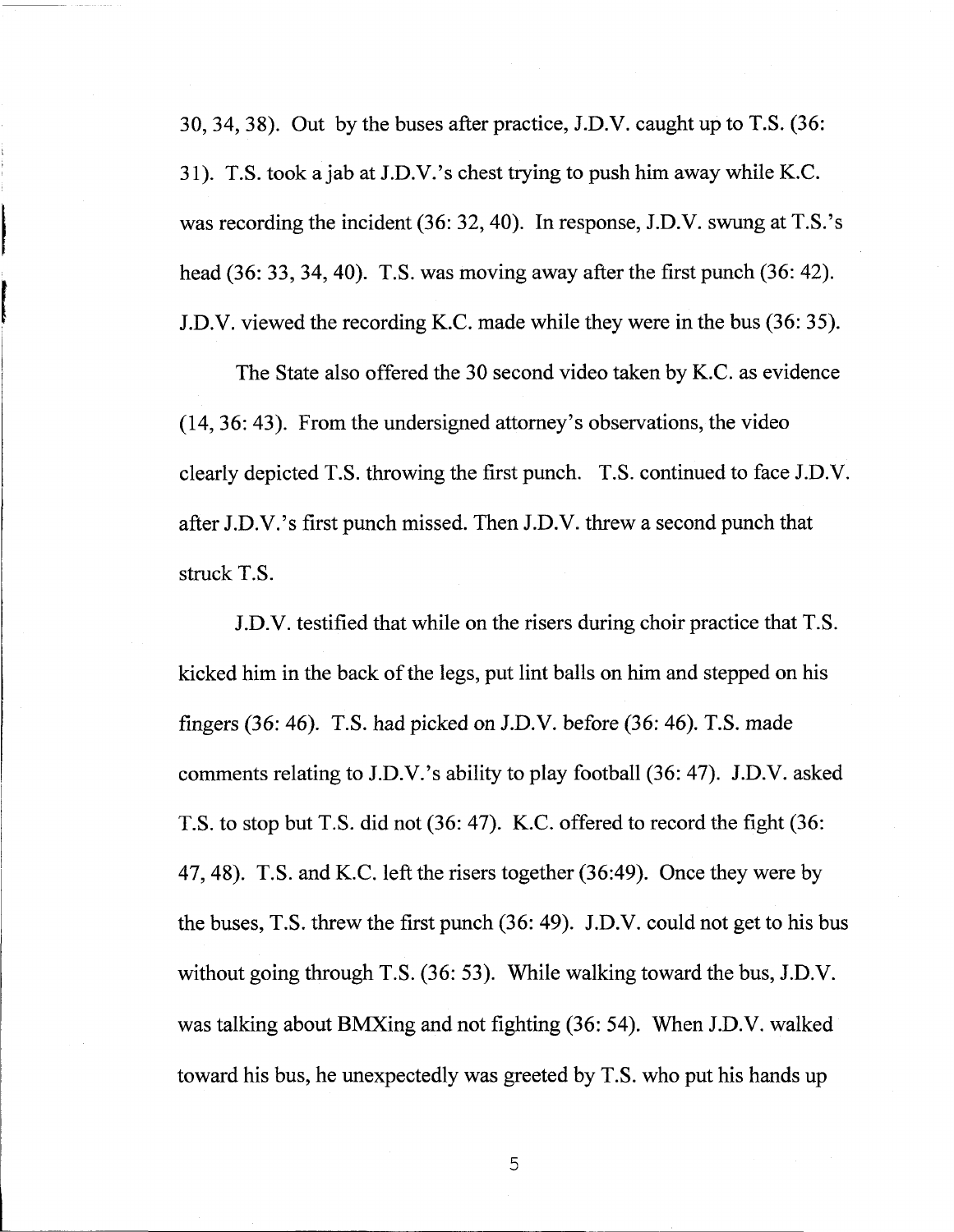30, 34, 38). Out by the buses after practice, J.D.V. caught up to T.S. (36: 31). T.S. took a jab at J.D.V.'s chest trying to push him away while K.C. was recording the incident (36: 32, 40). In response, J.D.V. swung at T.S.'s head (36: 33, 34, 40). T.S. was moving away after the first punch (36: 42). J.D.V. viewed the recording K.C. made while they were in the bus (36: 35).

The State also offered the 30 second video taken by K.C. as evidence (14, 36: 43). From the undersigned attorney's observations, the video clearly depicted T.S. throwing the first punch. T.S. continued to face J.D.V. after J.D.V.'s first punch missed. Then J.D.V. threw a second punch that struck T.S.

J.D.V. testified that while on the risers during choir practice that T.S. kicked him in the back of the legs, put lint balls on him and stepped on his fingers (36: 46). T.S. had picked on J.D.V. before (36: 46). T.S. made comments relating to J.D.V.'s ability to play football (36: 47). J.D.V. asked T.S. to stop but T.S. did not (36: 47). K.C. offered to record the fight (36: 47, 48). T.S. and K.C. left the risers together (36:49). Once they were by the buses, T.S. threw the first punch (36: 49). J.D.V. could not get to his bus without going through T.S. (36: 53). While walking toward the bus, J.D.V. was talking about BMXing and not fighting (36: 54). When J.D.V. walked toward his bus, he unexpectedly was greeted by T.S. who put his hands up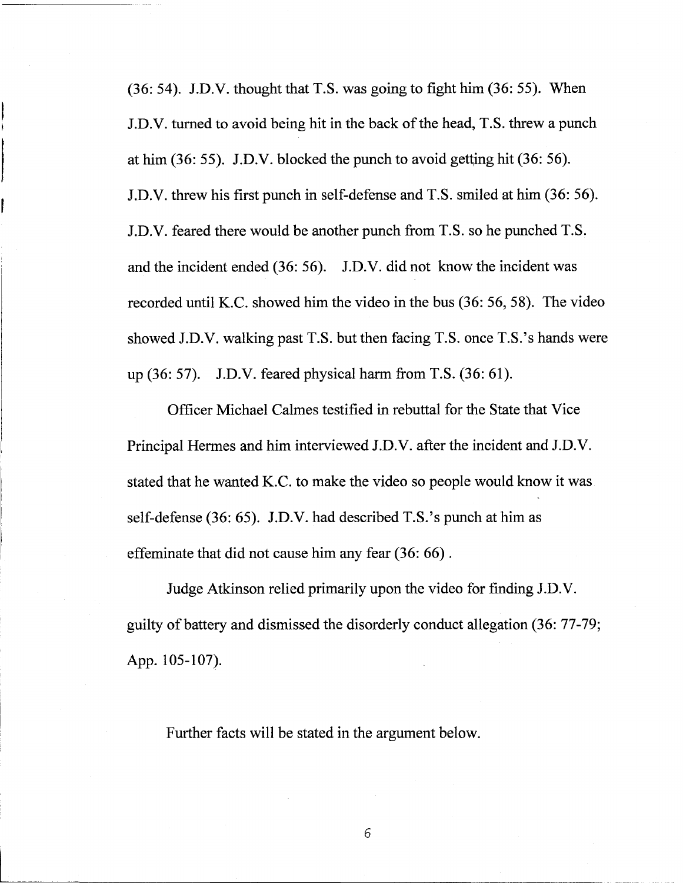(36: 54). J.D.V. thought that T.S. was going to fight him (36: 55). When J.D.V. turned to avoid being hit in the back of the head, T.S. threw a punch at him (36: 55). J.D.V. blocked the punch to avoid getting hit (36: 56). J.D.V. threw his first punch in self-defense and T.S. smiled at him (36: 56). J.D.V. feared there would be another punch from T.S. so he punched T.S. and the incident ended (36: 56). J.D.V. did not know the incident was recorded until K.C. showed him the video in the bus (36: 56, 58). The video showed J.D.V. walking past T.S. but then facing T.S. once T.S.'s hands were up (36: 57). J.D.V. feared physical harm from T.S. (36: 61).

Officer Michael Calmes testified in rebuttal for the State that Vice Principal Hermes and him interviewed J.D.V. after the incident and J.D.V. stated that he wanted K.C. to make the video so people would know it was self-defense (36: 65). J.D.V. had described T.S.'s punch at him as effeminate that did not cause him any fear (36: 66) .

Judge Atkinson relied primarily upon the video for finding J.D.V. guilty of battery and dismissed the disorderly conduct allegation (36: 77-79; App. 105-107).

Further facts will be stated in the argument below.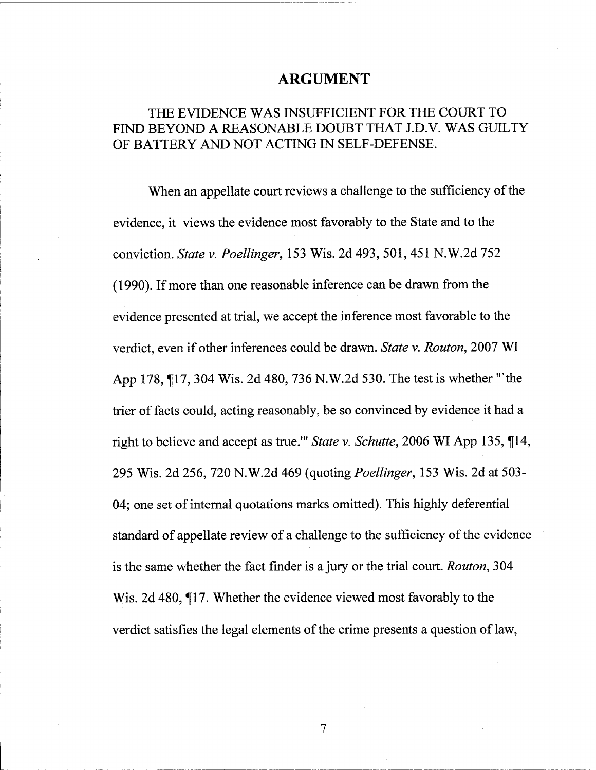# ARGUMENT

## THE EVIDENCE WAS INSUFFICIENT FOR THE COURT TO FIND BEYOND A REASONABLE DOUBT THAT J.D.V. WAS GUILTY OF BATTERY AND NOT ACTING IN SELF-DEFENSE.

When an appellate court reviews a challenge to the sufficiency of the evidence, it views the evidence most favorably to the State and to the conviction. *State v. Poellinger*, 153 Wis. 2d 493, 501, 451 N.W.2d 752 (1990). If more than one reasonable inference can be drawn from the evidence presented at trial, we accept the inference most favorable to the verdict, even if other inferences could be drawn. *State v. Routon*, 2007 WI App 178, ¶17, 304 Wis. 2d 480, 736 N.W.2d 530. The test is whether "`the trier of facts could, acting reasonably, be so convinced by evidence it had a right to believe and accept as true.'" *State v. Schutte*, 2006 WI App 135, ¶14, 295 Wis. 2d 256, 720 N.W.2d 469 (quoting *Poellinger*, 153 Wis. 2d at 503-04; one set of internal quotations marks omitted). This highly deferential standard of appellate review of a challenge to the sufficiency of the evidence is the same whether the fact finder is a jury or the trial court. *Routon*, 304 Wis. 2d 480, ¶17. Whether the evidence viewed most favorably to the verdict satisfies the legal elements of the crime presents a question of law,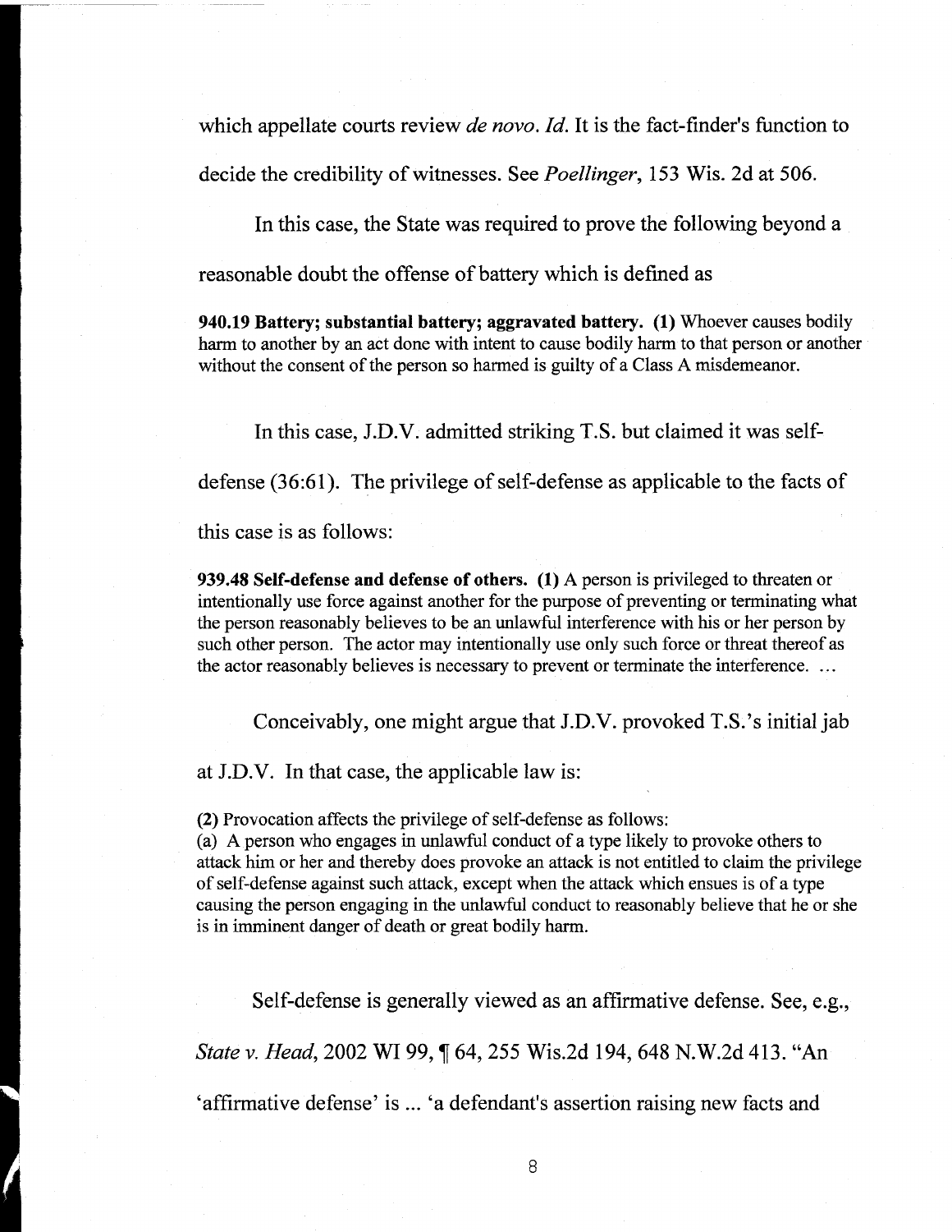which appellate courts review *de novo*. *Id.* It is the fact-finder's function to decide the credibility of witnesses. See *Poellinger*, 153 Wis. 2d at 506.

In this case, the State was required to prove the following beyond a reasonable doubt the offense of battery which is defined as

**940.19 Battery; substantial battery; aggravated battery. (1)** Whoever causes bodily harm to another by an act done with intent to cause bodily harm to that person or another without the consent of the person so harmed is guilty of a Class A misdemeanor.

In this case, J.D.V. admitted striking T.S. but claimed it was self-defense (36:61). The privilege of self-defense as applicable to the facts of this case is as follows:

**939.48 Self-defense and defense of others. (1)** A person is privileged to threaten or intentionally use force against another for the purpose of preventing or terminating what the person reasonably believes to be an unlawful interference with his or her person by such other person. The actor may intentionally use only such force or threat thereof as the actor reasonably believes is necessary to prevent or terminate the interference. ...

Conceivably, one might argue that J.D.V. provoked T.S.'s initial jab at J.D.V. In that case, the applicable law is:

**(2)** Provocation affects the privilege of self-defense as follows:
(a) A person who engages in unlawful conduct of a type likely to provoke others to attack him or her and thereby does provoke an attack is not entitled to claim the privilege of self-defense against such attack, except when the attack which ensues is of a type causing the person engaging in the unlawful conduct to reasonably believe that he or she is in imminent danger of death or great bodily harm.

Self-defense is generally viewed as an affirmative defense. See, e.g., *State v. Head*, 2002 WI 99, ¶ 64, 255 Wis.2d 194, 648 N.W.2d 413. "An 'affirmative defense' is ... 'a defendant's assertion raising new facts and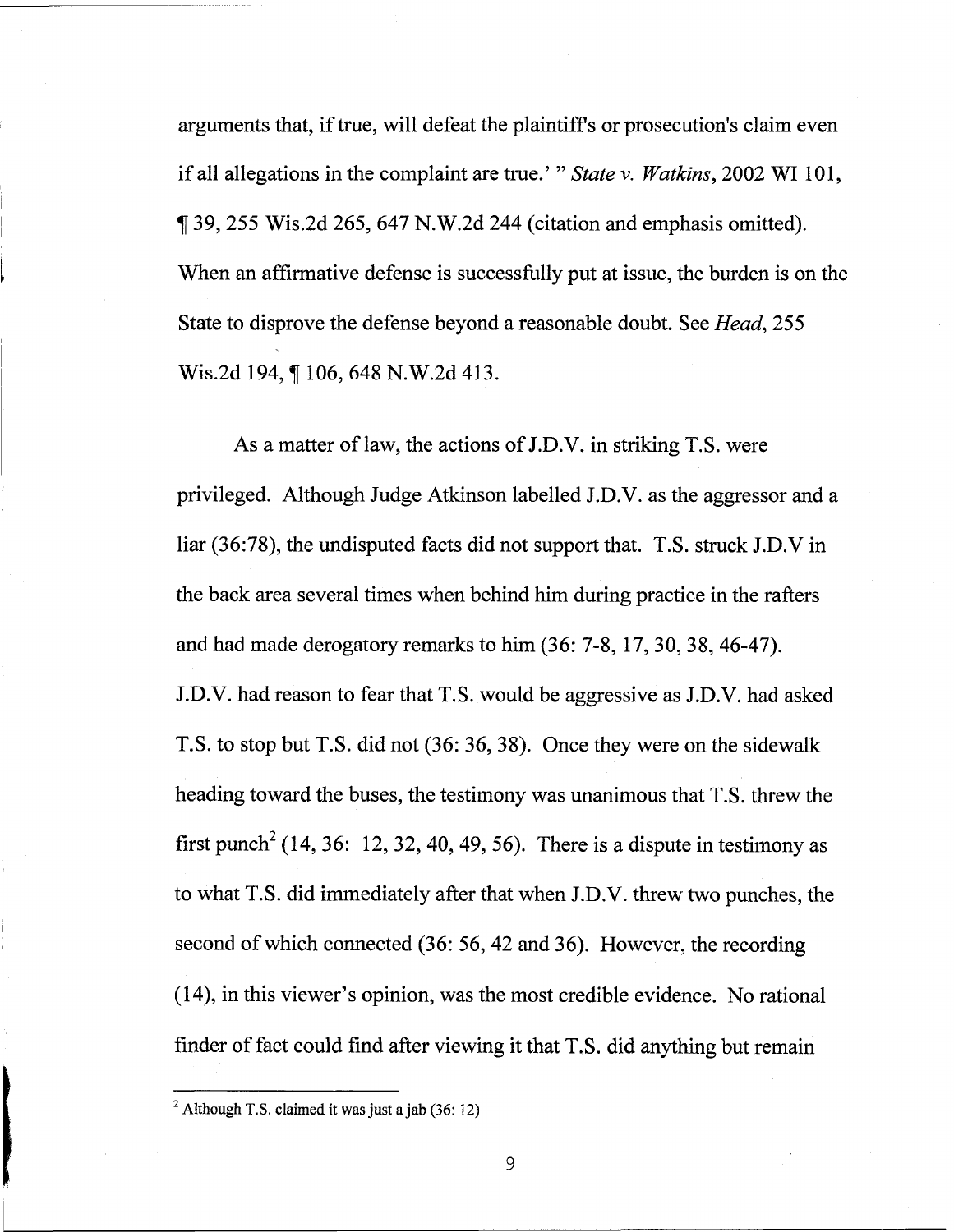arguments that, if true, will defeat the plaintiff's or prosecution's claim even if all allegations in the complaint are true.' " *State v. Watkins*, 2002 WI 101, ¶ 39, 255 Wis.2d 265, 647 N.W.2d 244 (citation and emphasis omitted). When an affirmative defense is successfully put at issue, the burden is on the State to disprove the defense beyond a reasonable doubt. See *Head*, 255 Wis.2d 194, ¶ 106, 648 N.W.2d 413.

As a matter of law, the actions of J.D.V. in striking T.S. were privileged. Although Judge Atkinson labelled J.D.V. as the aggressor and a liar (36:78), the undisputed facts did not support that. T.S. struck J.D.V in the back area several times when behind him during practice in the rafters and had made derogatory remarks to him (36: 7-8, 17, 30, 38, 46-47). J.D.V. had reason to fear that T.S. would be aggressive as J.D.V. had asked T.S. to stop but T.S. did not (36: 36, 38). Once they were on the sidewalk heading toward the buses, the testimony was unanimous that T.S. threw the first punch[2] (14, 36: 12, 32, 40, 49, 56). There is a dispute in testimony as to what T.S. did immediately after that when J.D.V. threw two punches, the second of which connected (36: 56, 42 and 36). However, the recording (14), in this viewer's opinion, was the most credible evidence. No rational finder of fact could find after viewing it that T.S. did anything but remain

[2] Although T.S. claimed it was just a jab (36: 12)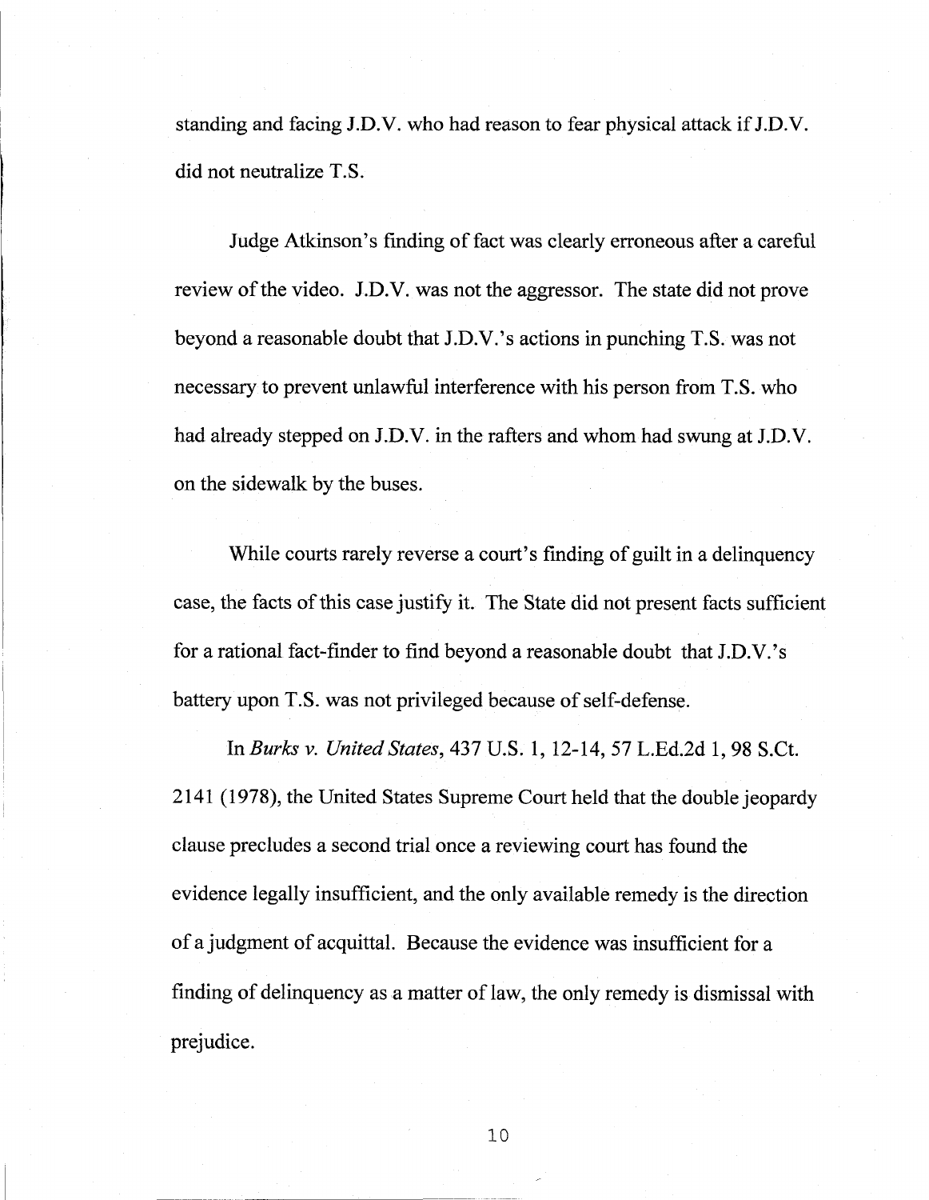standing and facing J.D.V. who had reason to fear physical attack if J.D.V. did not neutralize T.S.

Judge Atkinson's finding of fact was clearly erroneous after a careful review of the video. J.D.V. was not the aggressor. The state did not prove beyond a reasonable doubt that J.D.V.'s actions in punching T.S. was not necessary to prevent unlawful interference with his person from T.S. who had already stepped on J.D.V. in the rafters and whom had swung at J.D.V. on the sidewalk by the buses.

While courts rarely reverse a court's finding of guilt in a delinquency case, the facts of this case justify it. The State did not present facts sufficient for a rational fact-finder to find beyond a reasonable doubt that J.D.V.'s battery upon T.S. was not privileged because of self-defense.

In *Burks v. United States*, 437 U.S. 1, 12-14, 57 L.Ed.2d 1, 98 S.Ct. 2141 (1978), the United States Supreme Court held that the double jeopardy clause precludes a second trial once a reviewing court has found the evidence legally insufficient, and the only available remedy is the direction of a judgment of acquittal. Because the evidence was insufficient for a finding of delinquency as a matter of law, the only remedy is dismissal with prejudice.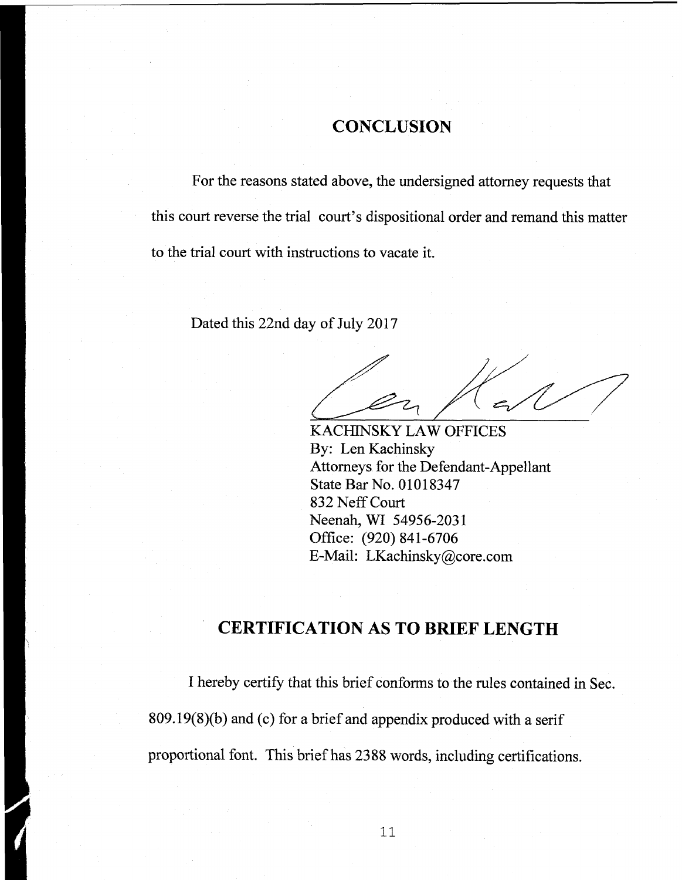## CONCLUSION

For the reasons stated above, the undersigned attorney requests that this court reverse the trial court's dispositional order and remand this matter to the trial court with instructions to vacate it.

Dated this 22nd day of July 2017

KACHINSKY LAW OFFICES
By: Len Kachinsky
Attorneys for the Defendant-Appellant
State Bar No. 01018347
832 Neff Court
Neenah, WI 54956-2031
Office: (920) 841-6706
E-Mail: LKachinsky@core.com

## CERTIFICATION AS TO BRIEF LENGTH

I hereby certify that this brief conforms to the rules contained in Sec. 809.19(8)(b) and (c) for a brief and appendix produced with a serif proportional font. This brief has 2388 words, including certifications.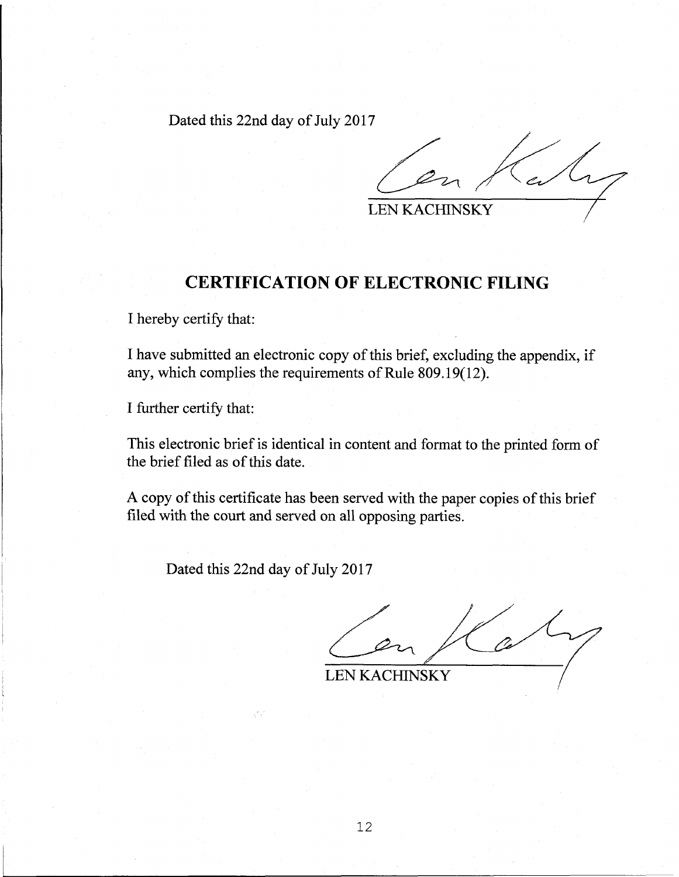Dated this 22nd day of July 2017

LEN KACHINSKY

## CERTIFICATION OF ELECTRONIC FILING

I hereby certify that:

I have submitted an electronic copy of this brief, excluding the appendix, if any, which complies the requirements of Rule 809.19(12).

I further certify that:

This electronic brief is identical in content and format to the printed form of the brief filed as of this date.

A copy of this certificate has been served with the paper copies of this brief filed with the court and served on all opposing parties.

Dated this 22nd day of July 2017

LEN KACHINSKY